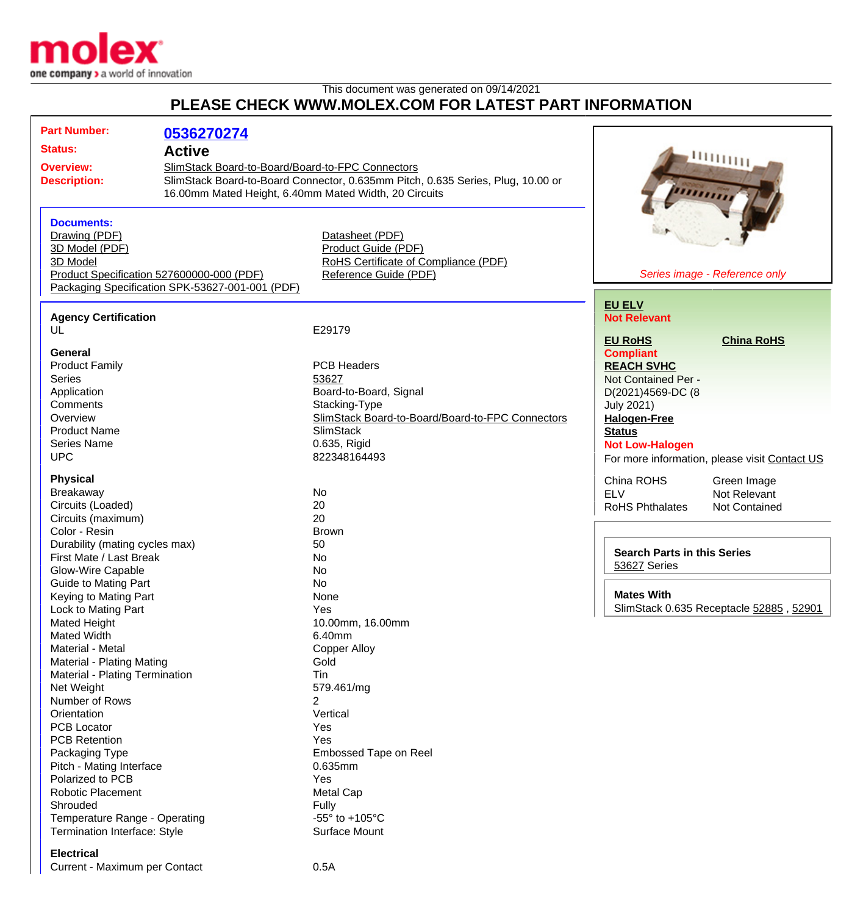This document was generated on 09/14/2021

# PLEASE CHECK WWW.MOLEX.COM FOR LATEST PART INFORMATION

**Part Number:** 0536270274

**Status:** Active

**Overview:** SlimStack Board-to-Board/Board-to-FPC Connectors

**Description:** SlimStack Board-to-Board Connector, 0.635mm Pitch, 0.635 Series, Plug, 10.00 or 16.00mm Mated Height, 6.40mm Mated Width, 20 Circuits

*Series image - Reference only*

### Documents:

- Drawing (PDF)
- 3D Model (PDF)
- 3D Model
- Product Specification 527600000-000 (PDF)
- Packaging Specification SPK-53627-001-001 (PDF)
- Datasheet (PDF)
- Product Guide (PDF)
- RoHS Certificate of Compliance (PDF)
- Reference Guide (PDF)

### Agency Certification

| | |
|---|---|
| UL | E29179 |

### General

| | |
|---|---|
| Product Family | PCB Headers |
| Series | 53627 |
| Application | Board-to-Board, Signal |
| Comments | Stacking-Type |
| Overview | SlimStack Board-to-Board/Board-to-FPC Connectors |
| Product Name | SlimStack |
| Series Name | 0.635, Rigid |
| UPC | 822348164493 |

### Physical

| | |
|---|---|
| Breakaway | No |
| Circuits (Loaded) | 20 |
| Circuits (maximum) | 20 |
| Color - Resin | Brown |
| Durability (mating cycles max) | 50 |
| First Mate / Last Break | No |
| Glow-Wire Capable | No |
| Guide to Mating Part | No |
| Keying to Mating Part | None |
| Lock to Mating Part | Yes |
| Mated Height | 10.00mm, 16.00mm |
| Mated Width | 6.40mm |
| Material - Metal | Copper Alloy |
| Material - Plating Mating | Gold |
| Material - Plating Termination | Tin |
| Net Weight | 579.461/mg |
| Number of Rows | 2 |
| Orientation | Vertical |
| PCB Locator | Yes |
| PCB Retention | Yes |
| Packaging Type | Embossed Tape on Reel |
| Pitch - Mating Interface | 0.635mm |
| Polarized to PCB | Yes |
| Robotic Placement | Metal Cap |
| Shrouded | Fully |
| Temperature Range - Operating | -55° to +105°C |
| Termination Interface: Style | Surface Mount |

### Electrical

| | |
|---|---|
| Current - Maximum per Contact | 0.5A |

**EU ELV**
**Not Relevant**

**EU RoHS** **China RoHS**
**Compliant**

**REACH SVHC**
Not Contained Per - D(2021)4569-DC (8 July 2021)

**Halogen-Free Status**
**Not Low-Halogen**

For more information, please visit Contact US

| | |
|---|---|
| China ROHS | Green Image |
| ELV | Not Relevant |
| RoHS Phthalates | Not Contained |

**Search Parts in this Series**
53627 Series

**Mates With**
SlimStack 0.635 Receptacle 52885 , 52901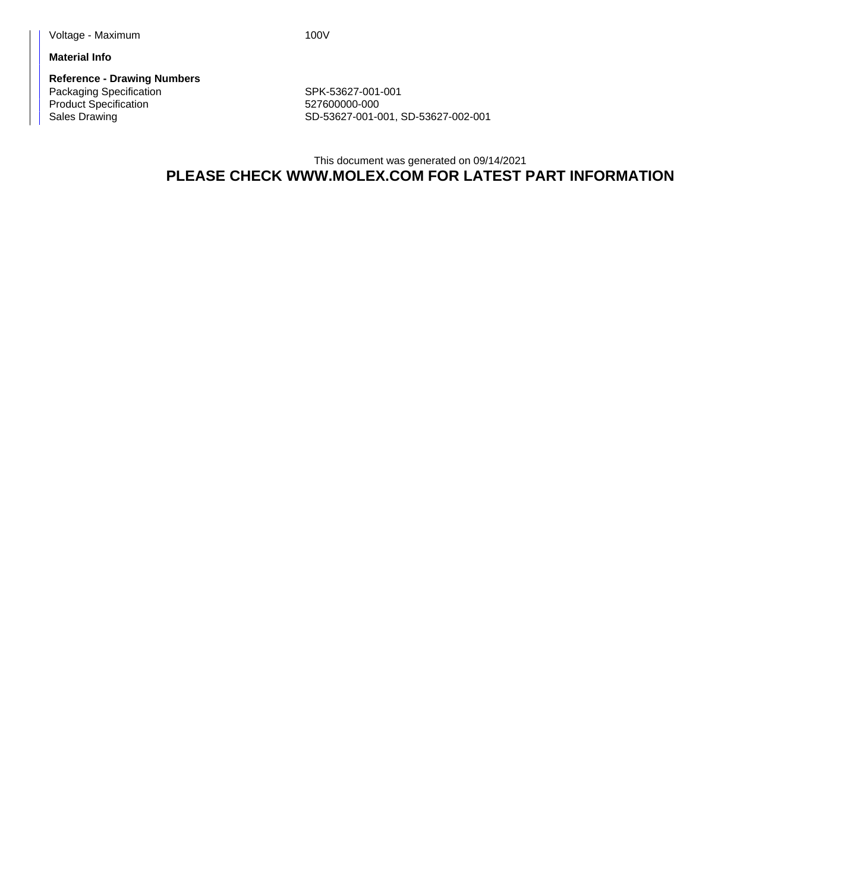| | |
|---|---|
| Voltage - Maximum | 100V |

**Material Info**

**Reference - Drawing Numbers**

| | |
|---|---|
| Packaging Specification | SPK-53627-001-001 |
| Product Specification | 527600000-000 |
| Sales Drawing | SD-53627-001-001, SD-53627-002-001 |

This document was generated on 09/14/2021

**PLEASE CHECK WWW.MOLEX.COM FOR LATEST PART INFORMATION**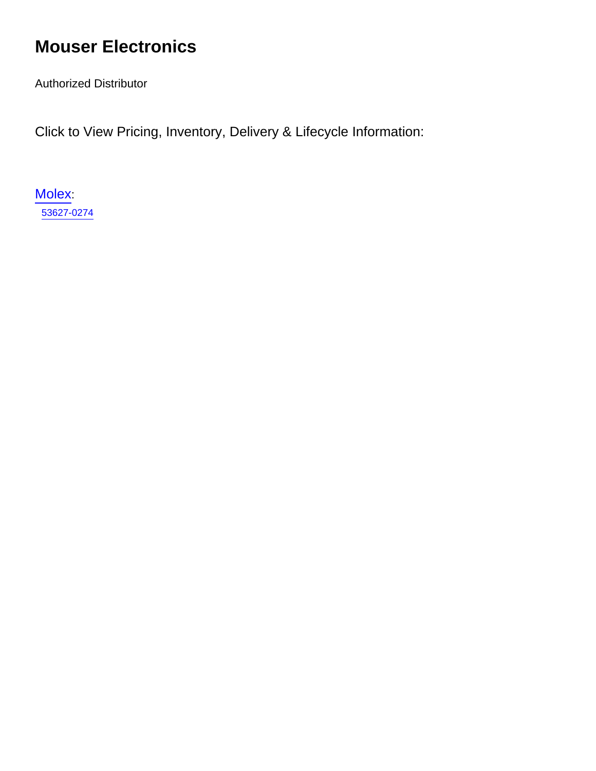# Mouser Electronics

Authorized Distributor

Click to View Pricing, Inventory, Delivery & Lifecycle Information:

Molex:

53627-0274